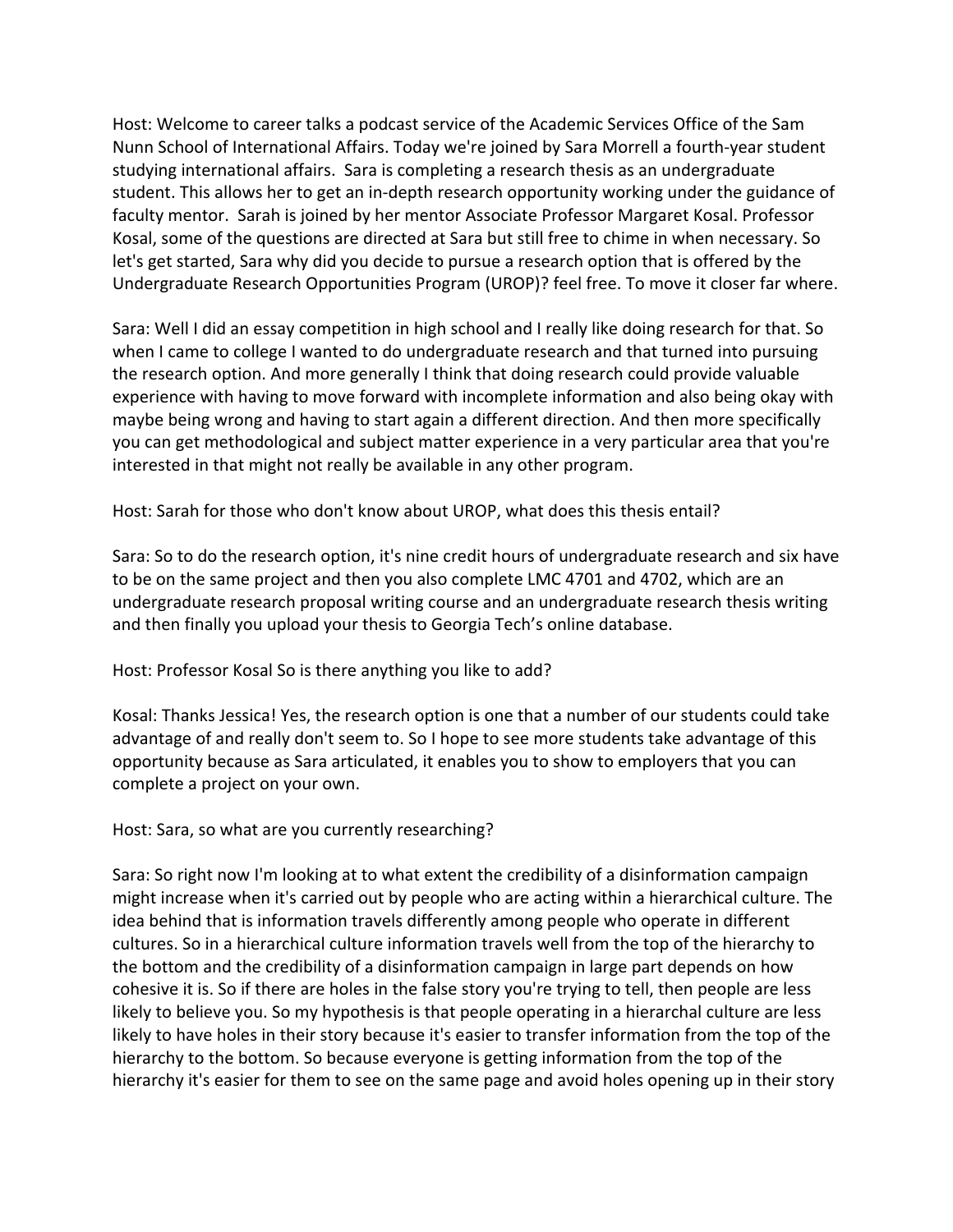Host: Welcome to career talks a podcast service of the Academic Services Office of the Sam Nunn School of International Affairs. Today we're joined by Sara Morrell a fourth-year student studying international affairs. Sara is completing a research thesis as an undergraduate student. This allows her to get an in-depth research opportunity working under the guidance of faculty mentor. Sarah is joined by her mentor Associate Professor Margaret Kosal. Professor Kosal, some of the questions are directed at Sara but still free to chime in when necessary. So let's get started, Sara why did you decide to pursue a research option that is offered by the Undergraduate Research Opportunities Program (UROP)? feel free. To move it closer far where.

Sara: Well I did an essay competition in high school and I really like doing research for that. So when I came to college I wanted to do undergraduate research and that turned into pursuing the research option. And more generally I think that doing research could provide valuable experience with having to move forward with incomplete information and also being okay with maybe being wrong and having to start again a different direction. And then more specifically you can get methodological and subject matter experience in a very particular area that you're interested in that might not really be available in any other program.

Host: Sarah for those who don't know about UROP, what does this thesis entail?

Sara: So to do the research option, it's nine credit hours of undergraduate research and six have to be on the same project and then you also complete LMC 4701 and 4702, which are an undergraduate research proposal writing course and an undergraduate research thesis writing and then finally you upload your thesis to Georgia Tech's online database.

Host: Professor Kosal So is there anything you like to add?

Kosal: Thanks Jessica! Yes, the research option is one that a number of our students could take advantage of and really don't seem to. So I hope to see more students take advantage of this opportunity because as Sara articulated, it enables you to show to employers that you can complete a project on your own.

Host: Sara, so what are you currently researching?

Sara: So right now I'm looking at to what extent the credibility of a disinformation campaign might increase when it's carried out by people who are acting within a hierarchical culture. The idea behind that is information travels differently among people who operate in different cultures. So in a hierarchical culture information travels well from the top of the hierarchy to the bottom and the credibility of a disinformation campaign in large part depends on how cohesive it is. So if there are holes in the false story you're trying to tell, then people are less likely to believe you. So my hypothesis is that people operating in a hierarchal culture are less likely to have holes in their story because it's easier to transfer information from the top of the hierarchy to the bottom. So because everyone is getting information from the top of the hierarchy it's easier for them to see on the same page and avoid holes opening up in their story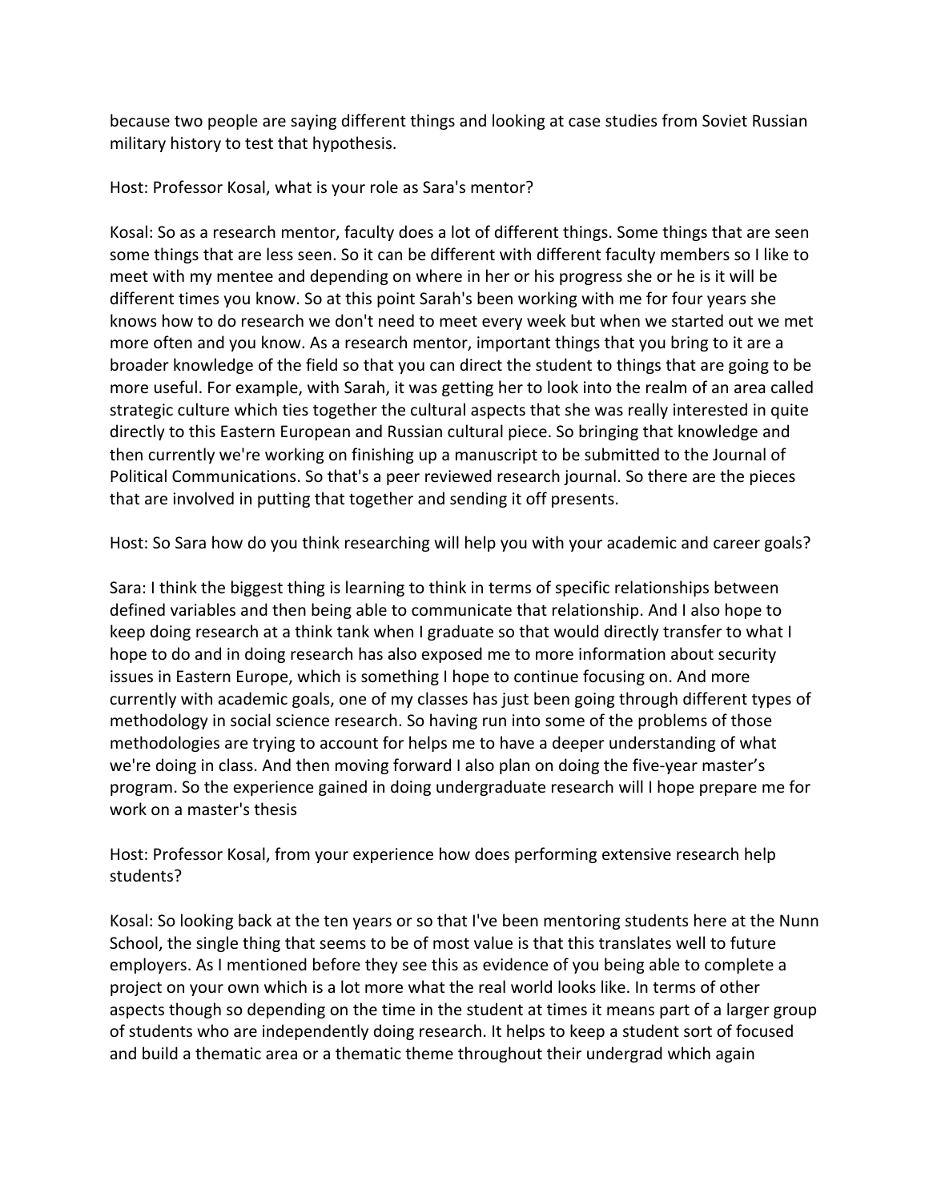because two people are saying different things and looking at case studies from Soviet Russian military history to test that hypothesis.

Host: Professor Kosal, what is your role as Sara's mentor?

Kosal: So as a research mentor, faculty does a lot of different things. Some things that are seen some things that are less seen. So it can be different with different faculty members so I like to meet with my mentee and depending on where in her or his progress she or he is it will be different times you know. So at this point Sarah's been working with me for four years she knows how to do research we don't need to meet every week but when we started out we met more often and you know. As a research mentor, important things that you bring to it are a broader knowledge of the field so that you can direct the student to things that are going to be more useful. For example, with Sarah, it was getting her to look into the realm of an area called strategic culture which ties together the cultural aspects that she was really interested in quite directly to this Eastern European and Russian cultural piece. So bringing that knowledge and then currently we're working on finishing up a manuscript to be submitted to the Journal of Political Communications. So that's a peer reviewed research journal. So there are the pieces that are involved in putting that together and sending it off presents.

Host: So Sara how do you think researching will help you with your academic and career goals?

Sara: I think the biggest thing is learning to think in terms of specific relationships between defined variables and then being able to communicate that relationship. And I also hope to keep doing research at a think tank when I graduate so that would directly transfer to what I hope to do and in doing research has also exposed me to more information about security issues in Eastern Europe, which is something I hope to continue focusing on. And more currently with academic goals, one of my classes has just been going through different types of methodology in social science research. So having run into some of the problems of those methodologies are trying to account for helps me to have a deeper understanding of what we're doing in class. And then moving forward I also plan on doing the five-year master's program. So the experience gained in doing undergraduate research will I hope prepare me for work on a master's thesis

Host: Professor Kosal, from your experience how does performing extensive research help students?

Kosal: So looking back at the ten years or so that I've been mentoring students here at the Nunn School, the single thing that seems to be of most value is that this translates well to future employers. As I mentioned before they see this as evidence of you being able to complete a project on your own which is a lot more what the real world looks like. In terms of other aspects though so depending on the time in the student at times it means part of a larger group of students who are independently doing research. It helps to keep a student sort of focused and build a thematic area or a thematic theme throughout their undergrad which again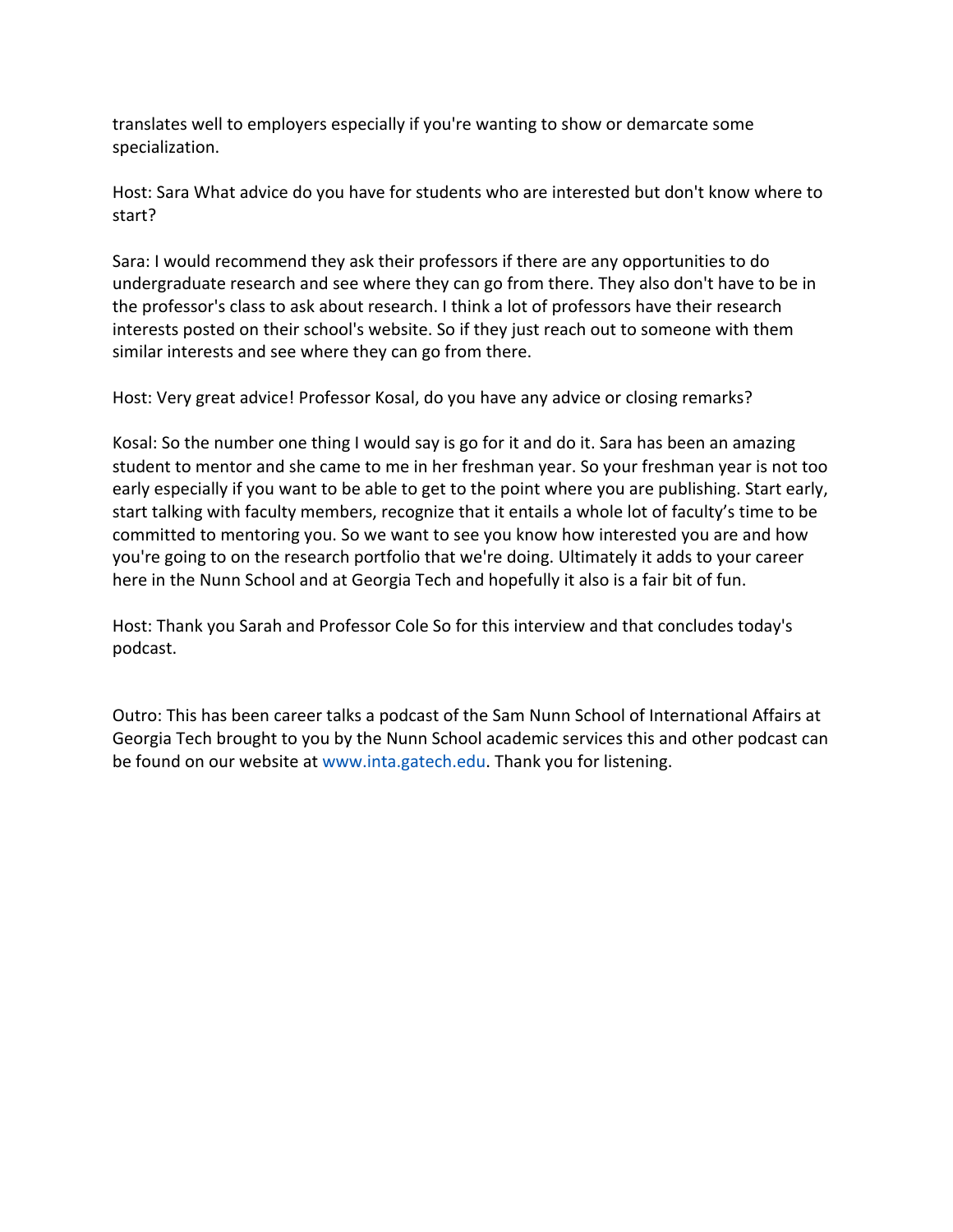translates well to employers especially if you're wanting to show or demarcate some specialization.

Host: Sara What advice do you have for students who are interested but don't know where to start?

Sara: I would recommend they ask their professors if there are any opportunities to do undergraduate research and see where they can go from there. They also don't have to be in the professor's class to ask about research. I think a lot of professors have their research interests posted on their school's website. So if they just reach out to someone with them similar interests and see where they can go from there.

Host: Very great advice! Professor Kosal, do you have any advice or closing remarks?

Kosal: So the number one thing I would say is go for it and do it. Sara has been an amazing student to mentor and she came to me in her freshman year. So your freshman year is not too early especially if you want to be able to get to the point where you are publishing. Start early, start talking with faculty members, recognize that it entails a whole lot of faculty's time to be committed to mentoring you. So we want to see you know how interested you are and how you're going to on the research portfolio that we're doing. Ultimately it adds to your career here in the Nunn School and at Georgia Tech and hopefully it also is a fair bit of fun.

Host: Thank you Sarah and Professor Cole So for this interview and that concludes today's podcast.

Outro: This has been career talks a podcast of the Sam Nunn School of International Affairs at Georgia Tech brought to you by the Nunn School academic services this and other podcast can be found on our website at www.inta.gatech.edu. Thank you for listening.